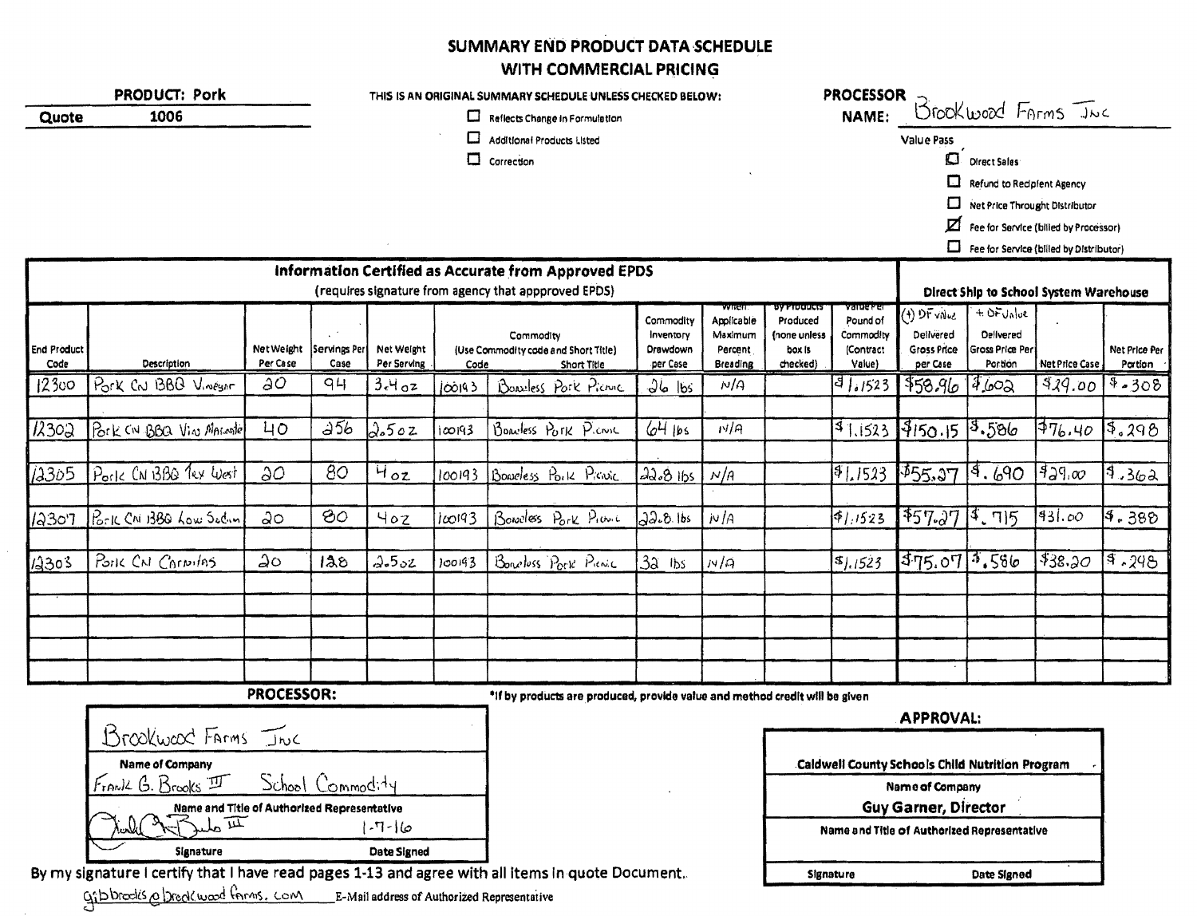# SUMMARY END PRODUCT DATA SCHEDULE
# WITH COMMERCIAL PRICING

**PRODUCT: Pork**

**Quote** 1006

THIS IS AN ORIGINAL SUMMARY SCHEDULE UNLESS CHECKED BELOW:

- ☐ Reflects Change in Formulation
- ☐ Additional Products Listed
- ☐ Correction

**PROCESSOR NAME:** Brookwood Farms Inc

Value Pass

- ☐ Direct Sales
- ☐ Refund to Recipient Agency
- ☐ Net Price Throught Distributor
- ☑ Fee for Service (billed by Processor)
- ☐ Fee for Service (billed by Distributor)

| Information Certified as Accurate from Approved EPDS (requires signature from agency that appproved EPDS) | | | | | | | | | | | | Direct Ship to School System Warehouse | | | |
|---|---|---|---|---|---|---|---|---|---|---|---|---|---|---|---|
| End Product Code | Description | Net Weight Per Case | Servings Per Case | Net Weight Per Serving | Commodity (Use Commodity code and Short Title) Code | Short Title | Commodity Inventory Drawdown per Case | When Applicable Maximum Percent Breading | By Products Produced (none unless box is checked) | Value Per Pound of Commodity (Contract Value) | (-) DF Value Delivered Gross Price per Case | + DF Value Delivered Gross Price Per Portion | Net Price Case | Net Price Per Portion |
| 12300 | Pork CN BBQ Vinegar | 20 | 94 | 3.4 oz | 100193 | Boneless Pork Picnic | 26 lbs | N/A | | $1.1523 | $58.96 | $.602 | $29.00 | $.308 |
| 12302 | Pork CN BBQ Vin Marinade | 40 | 256 | 2.5 oz | 100193 | Boneless Pork Picnic | 64 lbs | N/A | | $1.1523 | $150.15 | $.586 | $76.40 | $.298 |
| 12305 | Pork CN BBQ Tex West | 20 | 80 | 4 oz | 100193 | Boneless Pork Picnic | 22.8 lbs | N/A | | $1.1523 | $55.27 | $.690 | $29.00 | $.362 |
| 12307 | Pork CN BBQ Low Sodium | 20 | 80 | 4 oz | 100193 | Boneless Pork Picnic | 22.8 lbs | N/A | | $1.1523 | $57.27 | $.715 | $31.00 | $.388 |
| 12303 | Pork CN Carnitas | 20 | 128 | 2.5 oz | 100193 | Boneless Pork Picnic | 32 lbs | N/A | | $1.1523 | $75.07 | $.586 | $38.20 | $.298 |

*If by products are produced, provide value and method credit will be given

**PROCESSOR:**

| |
|---|
| Brookwood Farms Inc |
| Name of Company |
| Frank G. Brooks III School Commodity |
| Name and Title of Authorized Representative |
| [signature] 1-7-16 |
| Signature / Date Signed |

By my signature I certify that I have read pages 1-13 and agree with all items in quote Document.

gibbrooks@brookwoodfarms.com E-Mail address of Authorized Representative

**APPROVAL:**

| |
|---|
| Caldwell County Schools Child Nutrition Program |
| Name of Company |
| Guy Garner, Director |
| Name and Title of Authorized Representative |
| |
| Signature / Date Signed |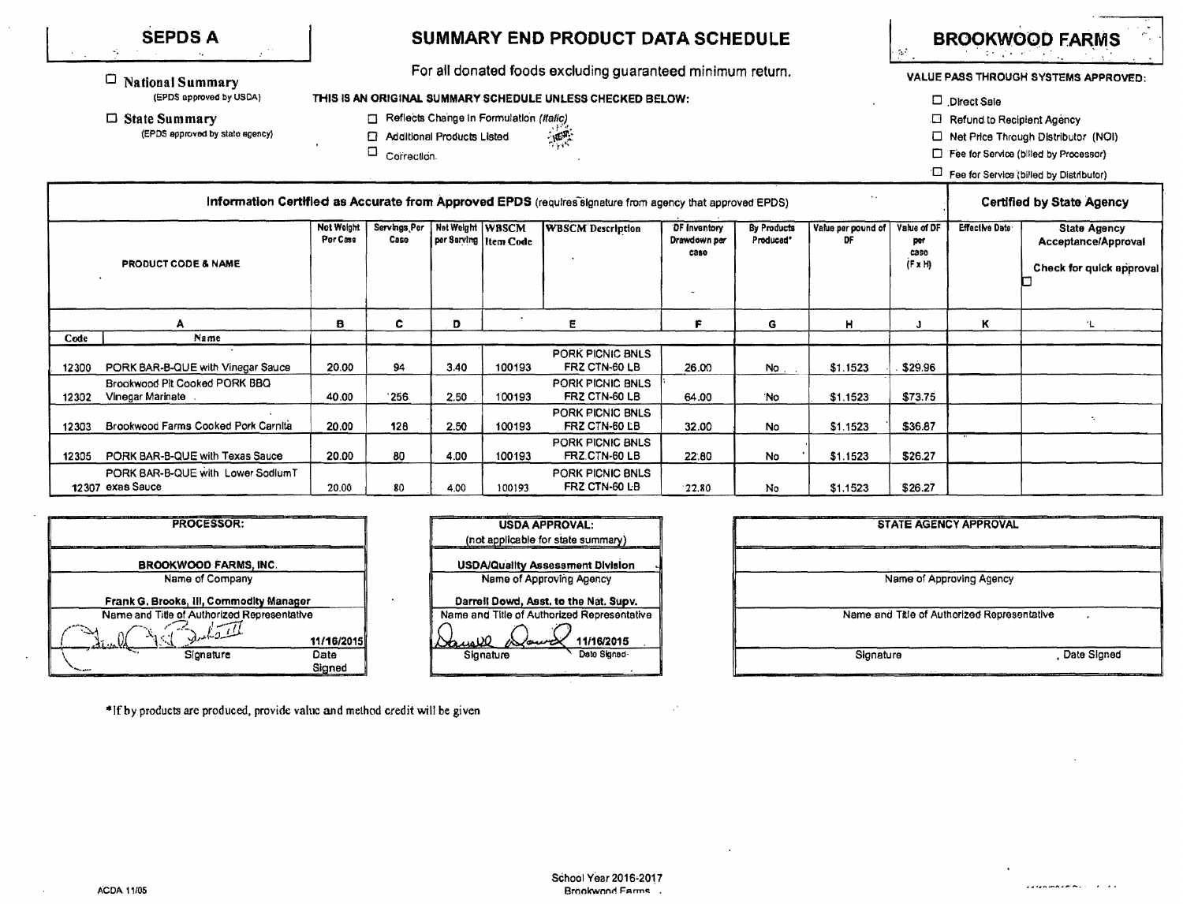**SEPDS A**

# SUMMARY END PRODUCT DATA SCHEDULE

**BROOKWOOD FARMS**

For all donated foods excluding guaranteed minimum return.

☐ **National Summary** (EPDS approved by USDA)

☐ **State Summary** (EPDS approved by state agency)

**THIS IS AN ORIGINAL SUMMARY SCHEDULE UNLESS CHECKED BELOW:**

☐ Reflects Change in Formulation *(Italic)*

☐ Additional Products Listed

☐ Correction

**VALUE PASS THROUGH SYSTEMS APPROVED:**

☐ Direct Sale

☐ Refund to Recipient Agency

☐ Net Price Through Distributor (NOI)

☐ Fee for Service (billed by Processor)

☐ Fee for Service (billed by Distributor)

| Information Certified as Accurate from Approved EPDS (requires signature from agency that approved EPDS) | | | | | | | | | | | Certified by State Agency | |
|---|---|---|---|---|---|---|---|---|---|---|---|---|
| PRODUCT CODE & NAME | | Net Weight Per Case | Servings Per Case | Net Weight per Serving | WBSCM Item Code | WBSCM Description | DF Inventory Drawdown per case | By Products Produced* | Value per pound of DF | Value of DF per case (F x H) | Effective Date | State Agency Acceptance/Approval ☐ Check for quick approval |
| A | | B | C | D | E | | F | G | H | J | K | L |
| Code | Name | | | | | | | | | | | |
| 12300 | PORK BAR-B-QUE with Vinegar Sauce | 20.00 | 94 | 3.40 | 100193 | PORK PICNIC BNLS FRZ CTN-60 LB | 26.00 | No | $1.1523 | $29.96 | | |
| 12302 | Brookwood Pit Cooked PORK BBQ Vinegar Marinate | 40.00 | 256 | 2.50 | 100193 | PORK PICNIC BNLS FRZ CTN-60 LB | 64.00 | No | $1.1523 | $73.75 | | |
| 12303 | Brookwood Farms Cooked Pork Carnita | 20.00 | 128 | 2.50 | 100193 | PORK PICNIC BNLS FRZ CTN-60 LB | 32.00 | No | $1.1523 | $36.87 | | |
| 12305 | PORK BAR-B-QUE with Texas Sauce | 20.00 | 80 | 4.00 | 100193 | PORK PICNIC BNLS FRZ CTN-60 LB | 22.80 | No | $1.1523 | $26.27 | | |
| 12307 | PORK BAR-B-QUE with Lower SodiumTexas Sauce | 20.00 | 80 | 4.00 | 100193 | PORK PICNIC BNLS FRZ CTN-60 LB | 22.80 | No | $1.1523 | $26.27 | | |

| PROCESSOR: | |
|---|---|
| BROOKWOOD FARMS, INC. | |
| Name of Company | |
| Frank G. Brooks, III, Commodity Manager | |
| Name and Title of Authorized Representative | |
| Signature | 11/16/2015 Date Signed |

| USDA APPROVAL: (not applicable for state summary) | |
|---|---|
| USDA/Quality Assessment Division | |
| Name of Approving Agency | |
| Darrell Dowd, Asst. to the Nat. Supv. | |
| Name and Title of Authorized Representative | |
| Signature | 11/16/2015 Date Signed |

| STATE AGENCY APPROVAL | |
|---|---|
| | |
| Name of Approving Agency | |
| Name and Title of Authorized Representative | |
| Signature | Date Signed |

*If by products are produced, provide value and method credit will be given

ACDA 11/05

School Year 2016-2017
Brookwood Farms